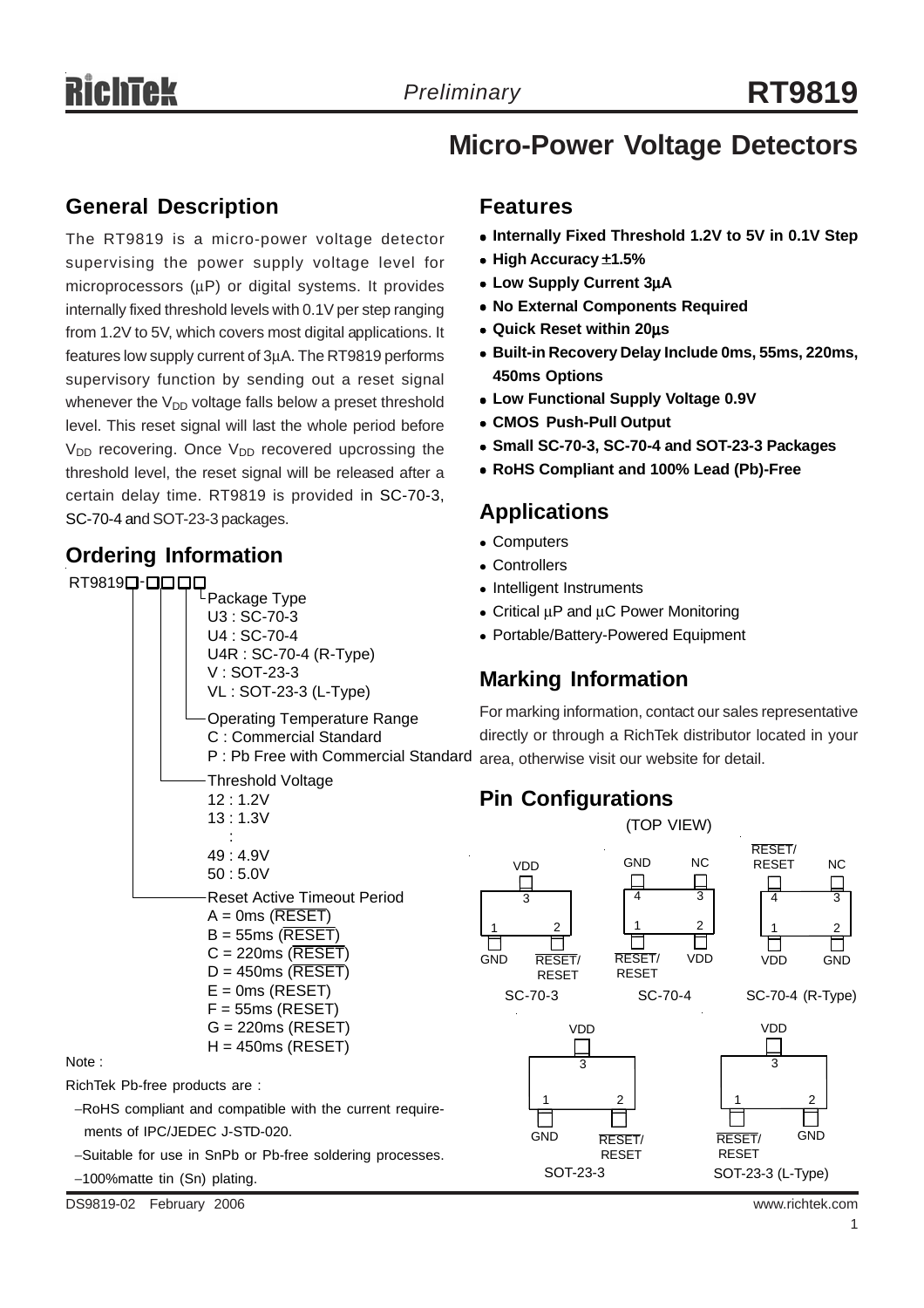# Micro-Power Voltage Detectors

## General Description

The RT9819 is a micro-power voltage detector supervising the power supply voltage level for microprocessors (µP) or digital systems. It provides internally fixed threshold levels with 0.1V per step ranging from 1.2V to 5V, which covers most digital applications. It features low supply current of 3µA. The RT9819 performs supervisory function by sending out a reset signal whenever the $V_{DD}$ voltage falls below a preset threshold level. This reset signal will last the whole period before $V_{DD}$ recovering. Once $V_{DD}$ recovered upcrossing the threshold level, the reset signal will be released after a certain delay time. RT9819 is provided in SC-70-3, SC-70-4 and SOT-23-3 packages.

## Ordering Information

RT9819□-□□□□

- Package Type
  - U3 : SC-70-3
  - U4 : SC-70-4
  - U4R : SC-70-4 (R-Type)
  - V : SOT-23-3
  - VL : SOT-23-3 (L-Type)
- Operating Temperature Range
  - C : Commercial Standard
  - P : Pb Free with Commercial Standard
- Threshold Voltage
  - 12 : 1.2V
  - 13 : 1.3V
  - :
  - 49 : 4.9V
  - 50 : 5.0V
- Reset Active Timeout Period
  - A = 0ms ($\overline{\text{RESET}}$)
  - B = 55ms ($\overline{\text{RESET}}$)
  - C = 220ms ($\overline{\text{RESET}}$)
  - D = 450ms ($\overline{\text{RESET}}$)
  - E = 0ms (RESET)
  - F = 55ms (RESET)
  - G = 220ms (RESET)
  - H = 450ms (RESET)

Note :

RichTek Pb-free products are :

- RoHS compliant and compatible with the current requirements of IPC/JEDEC J-STD-020.
- Suitable for use in SnPb or Pb-free soldering processes.
- 100%matte tin (Sn) plating.

## Features

- **Internally Fixed Threshold 1.2V to 5V in 0.1V Step**
- **High Accuracy ±1.5%**
- **Low Supply Current 3µA**
- **No External Components Required**
- **Quick Reset within 20µs**
- **Built-in Recovery Delay Include 0ms, 55ms, 220ms, 450ms Options**
- **Low Functional Supply Voltage 0.9V**
- **CMOS Push-Pull Output**
- **Small SC-70-3, SC-70-4 and SOT-23-3 Packages**
- **RoHS Compliant and 100% Lead (Pb)-Free**

## Applications

- Computers
- Controllers
- Intelligent Instruments
- Critical µP and µC Power Monitoring
- Portable/Battery-Powered Equipment

## Marking Information

For marking information, contact our sales representative directly or through a RichTek distributor located in your area, otherwise visit our website for detail.

## Pin Configurations

(TOP VIEW)

SC-70-3: 1 GND, 2 $\overline{\text{RESET}}$/RESET, 3 VDD

SC-70-4: 1 $\overline{\text{RESET}}$/RESET, 2 VDD, 3 NC, 4 GND

SC-70-4 (R-Type): 1 VDD, 2 GND, 3 NC, 4 $\overline{\text{RESET}}$/RESET

SOT-23-3: 1 GND, 2 $\overline{\text{RESET}}$/RESET, 3 VDD

SOT-23-3 (L-Type): 1 $\overline{\text{RESET}}$/RESET, 2 GND, 3 VDD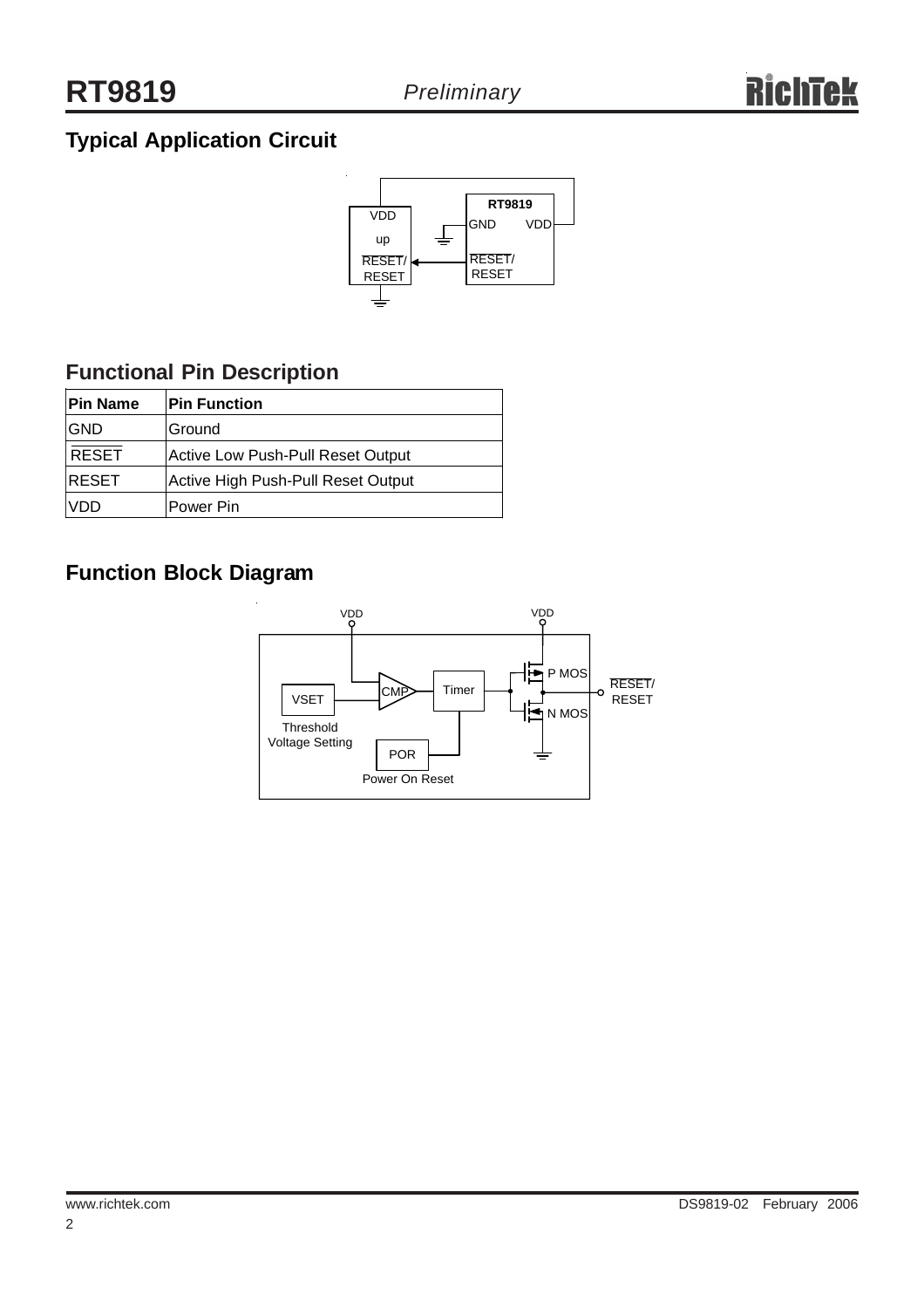## Typical Application Circuit

## Functional Pin Description

| Pin Name | Pin Function |
|---|---|
| GND | Ground |
| $\overline{\text{RESET}}$ | Active Low Push-Pull Reset Output |
| RESET | Active High Push-Pull Reset Output |
| VDD | Power Pin |

## Function Block Diagram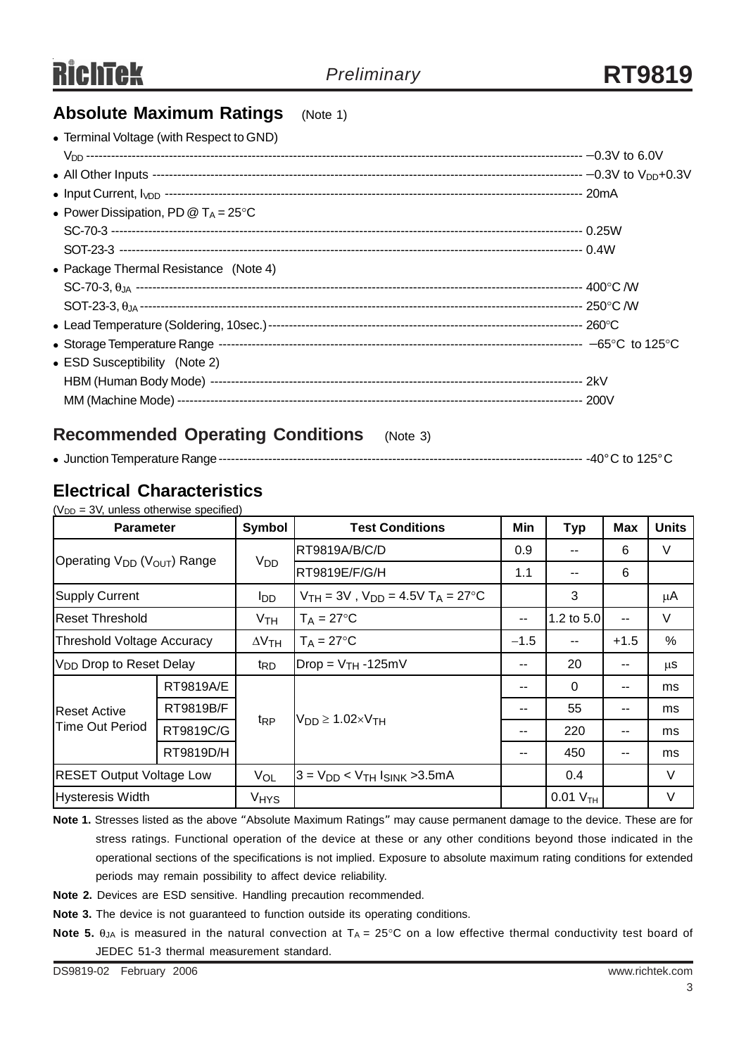## Absolute Maximum Ratings (Note 1)

- Terminal Voltage (with Respect to GND)
  $V_{DD}$ ---------------------------------------------------------------------------------------------------------------- −0.3V to 6.0V
- All Other Inputs ------------------------------------------------------------------------------------------------------- −0.3V to $V_{DD}$+0.3V
- Input Current, $I_{VDD}$ ---------------------------------------------------------------------------------------------- 20mA
- Power Dissipation, PD @ $T_A$ = 25°C
  SC-70-3 ------------------------------------------------------------------------------------------------------------ 0.25W
  SOT-23-3 ---------------------------------------------------------------------------------------------------------- 0.4W
- Package Thermal Resistance (Note 4)
  SC-70-3, $\theta_{JA}$ ------------------------------------------------------------------------------------------------- 400°C /W
  SOT-23-3, $\theta_{JA}$ ------------------------------------------------------------------------------------------------ 250°C /W
- Lead Temperature (Soldering, 10sec.) --------------------------------------------------------------------------- 260°C
- Storage Temperature Range ---------------------------------------------------------------------------------------- −65°C to 125°C
- ESD Susceptibility (Note 2)
  HBM (Human Body Mode) ----------------------------------------------------------------------------------------- 2kV
  MM (Machine Mode) ---------------------------------------------------------------------------------------------- 200V

## Recommended Operating Conditions (Note 3)

- Junction Temperature Range --------------------------------------------------------------------------------------- -40°C to 125°C

## Electrical Characteristics

($V_{DD}$ = 3V, unless otherwise specified)

| Parameter | | Symbol | Test Conditions | Min | Typ | Max | Units |
|---|---|---|---|---|---|---|---|
| Operating $V_{DD}$ ($V_{OUT}$) Range | | $V_{DD}$ | RT9819A/B/C/D | 0.9 | -- | 6 | V |
| | | | RT9819E/F/G/H | 1.1 | -- | 6 | |
| Supply Current | | $I_{DD}$ | $V_{TH}$ = 3V , $V_{DD}$ = 4.5V $T_A$ = 27°C | | 3 | | μA |
| Reset Threshold | | $V_{TH}$ | $T_A$ = 27°C | -- | 1.2 to 5.0 | -- | V |
| Threshold Voltage Accuracy | | $\Delta V_{TH}$ | $T_A$ = 27°C | −1.5 | -- | +1.5 | % |
| $V_{DD}$ Drop to Reset Delay | | $t_{RD}$ | Drop = $V_{TH}$ -125mV | -- | 20 | -- | μs |
| Reset Active Time Out Period | RT9819A/E | $t_{RP}$ | $V_{DD} \geq 1.02 \times V_{TH}$ | -- | 0 | -- | ms |
| | RT9819B/F | | | -- | 55 | -- | ms |
| | RT9819C/G | | | -- | 220 | -- | ms |
| | RT9819D/H | | | -- | 450 | -- | ms |
| RESET Output Voltage Low | | $V_{OL}$ | 3 = $V_{DD}$ < $V_{TH}$ $I_{SINK}$ >3.5mA | | 0.4 | | V |
| Hysteresis Width | | $V_{HYS}$ | | | 0.01 $V_{TH}$ | | V |

**Note 1.** Stresses listed as the above "Absolute Maximum Ratings" may cause permanent damage to the device. These are for stress ratings. Functional operation of the device at these or any other conditions beyond those indicated in the operational sections of the specifications is not implied. Exposure to absolute maximum rating conditions for extended periods may remain possibility to affect device reliability.

**Note 2.** Devices are ESD sensitive. Handling precaution recommended.

**Note 3.** The device is not guaranteed to function outside its operating conditions.

**Note 5.** $\theta_{JA}$ is measured in the natural convection at $T_A$ = 25°C on a low effective thermal conductivity test board of JEDEC 51-3 thermal measurement standard.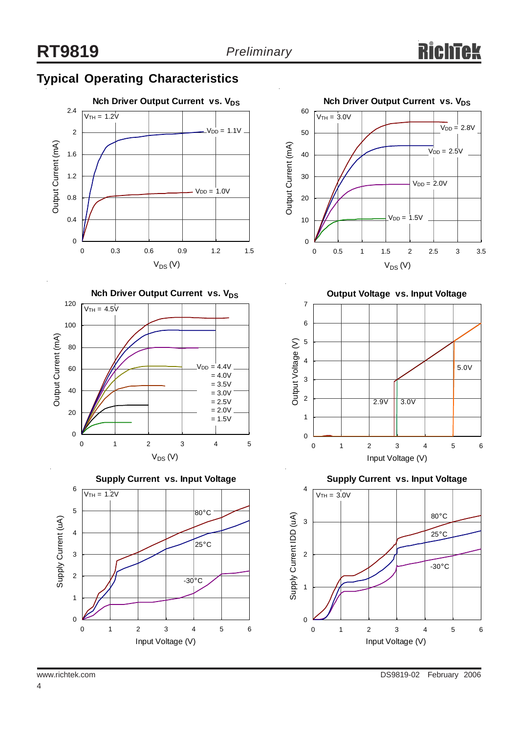## Typical Operating Characteristics

**Nch Driver Output Current vs. $V_{DS}$**

$V_{TH}$ = 1.2V

$V_{DD}$ = 1.1V

$V_{DD}$ = 1.0V

Output Current (mA)

$V_{DS}$ (V)

**Nch Driver Output Current vs. $V_{DS}$**

$V_{TH}$ = 3.0V

$V_{DD}$ = 2.8V

$V_{DD}$ = 2.5V

$V_{DD}$ = 2.0V

$V_{DD}$ = 1.5V

Output Current (mA)

$V_{DS}$ (V)

**Nch Driver Output Current vs. $V_{DS}$**

$V_{TH}$ = 4.5V

$V_{DD}$ = 4.4V
= 4.0V
= 3.5V
= 3.0V
= 2.5V
= 2.0V
= 1.5V

Output Current (mA)

$V_{DS}$ (V)

**Output Voltage vs. Input Voltage**

5.0V

2.9V

3.0V

Output Voltage (V)

Input Voltage (V)

**Supply Current vs. Input Voltage**

$V_{TH}$ = 1.2V

80°C

25°C

-30°C

Supply Current (uA)

Input Voltage (V)

**Supply Current vs. Input Voltage**

$V_{TH}$ = 3.0V

80°C

25°C

-30°C

Supply Current IDD (uA)

Input Voltage (V)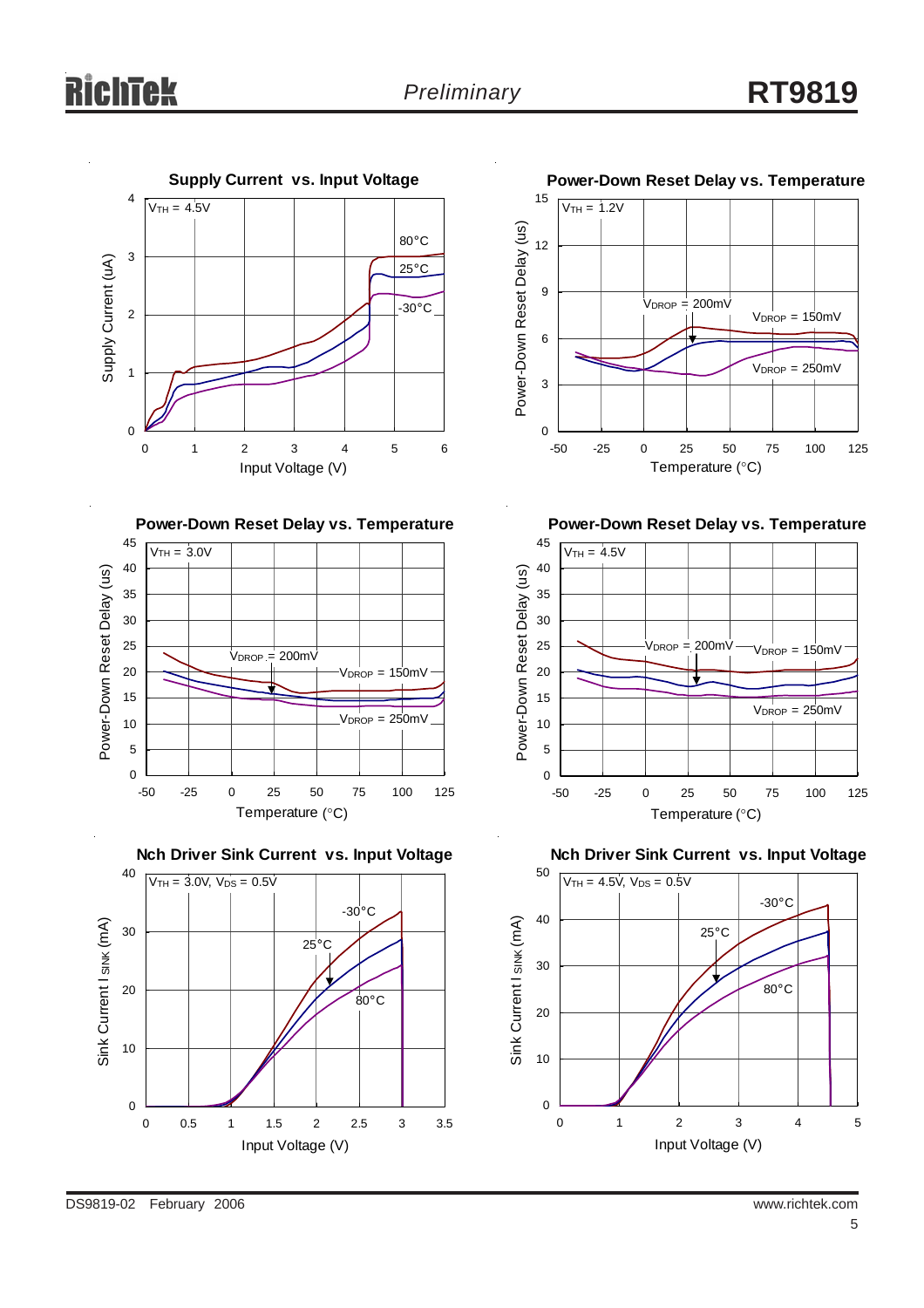**Supply Current vs. Input Voltage**

$V_{TH}$ = 4.5V

80°C, 25°C, -30°C

Supply Current (uA) vs. Input Voltage (V)

**Power-Down Reset Delay vs. Temperature**

$V_{TH}$ = 1.2V

$V_{DROP}$ = 200mV, $V_{DROP}$ = 150mV, $V_{DROP}$ = 250mV

Power-Down Reset Delay (us) vs. Temperature (°C)

**Power-Down Reset Delay vs. Temperature**

$V_{TH}$ = 3.0V

$V_{DROP}$ = 200mV, $V_{DROP}$ = 150mV, $V_{DROP}$ = 250mV

Power-Down Reset Delay (us) vs. Temperature (°C)

**Power-Down Reset Delay vs. Temperature**

$V_{TH}$ = 4.5V

$V_{DROP}$ = 200mV, $V_{DROP}$ = 150mV, $V_{DROP}$ = 250mV

Power-Down Reset Delay (us) vs. Temperature (°C)

**Nch Driver Sink Current vs. Input Voltage**

$V_{TH}$ = 3.0V, $V_{DS}$ = 0.5V

-30°C, 25°C, 80°C

Sink Current $I_{SINK}$ (mA) vs. Input Voltage (V)

**Nch Driver Sink Current vs. Input Voltage**

$V_{TH}$ = 4.5V, $V_{DS}$ = 0.5V

-30°C, 25°C, 80°C

Sink Current $I_{SINK}$ (mA) vs. Input Voltage (V)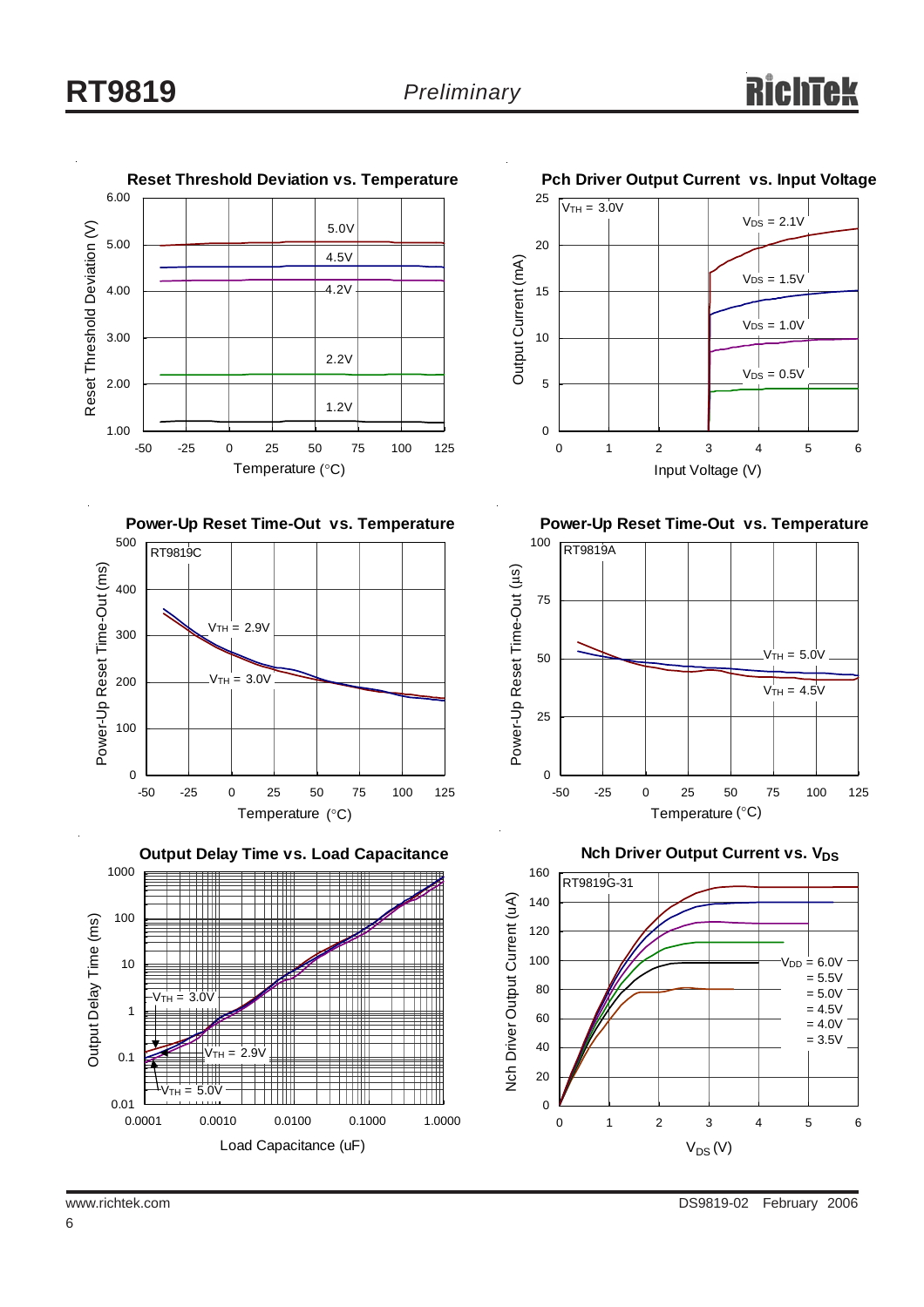**Reset Threshold Deviation vs. Temperature**

Reset Threshold Deviation (V) vs. Temperature (°C); curves: 5.0V, 4.5V, 4.2V, 2.2V, 1.2V

**Pch Driver Output Current vs. Input Voltage**

$V_{TH}$ = 3.0V

Output Current (mA) vs. Input Voltage (V); curves: $V_{DS}$ = 2.1V, $V_{DS}$ = 1.5V, $V_{DS}$ = 1.0V, $V_{DS}$ = 0.5V

**Power-Up Reset Time-Out vs. Temperature**

RT9819C

Power-Up Reset Time-Out (ms) vs. Temperature (°C); curves: $V_{TH}$ = 2.9V, $V_{TH}$ = 3.0V

**Power-Up Reset Time-Out vs. Temperature**

RT9819A

Power-Up Reset Time-Out (μs) vs. Temperature (°C); curves: $V_{TH}$ = 5.0V, $V_{TH}$ = 4.5V

**Output Delay Time vs. Load Capacitance**

Output Delay Time (ms) vs. Load Capacitance (uF); curves: $V_{TH}$ = 3.0V, $V_{TH}$ = 2.9V, $V_{TH}$ = 5.0V

**Nch Driver Output Current vs. $V_{DS}$**

RT9819G-31

Nch Driver Output Current (uA) vs. $V_{DS}$ (V); curves: $V_{DD}$ = 6.0V, = 5.5V, = 5.0V, = 4.5V, = 4.0V, = 3.5V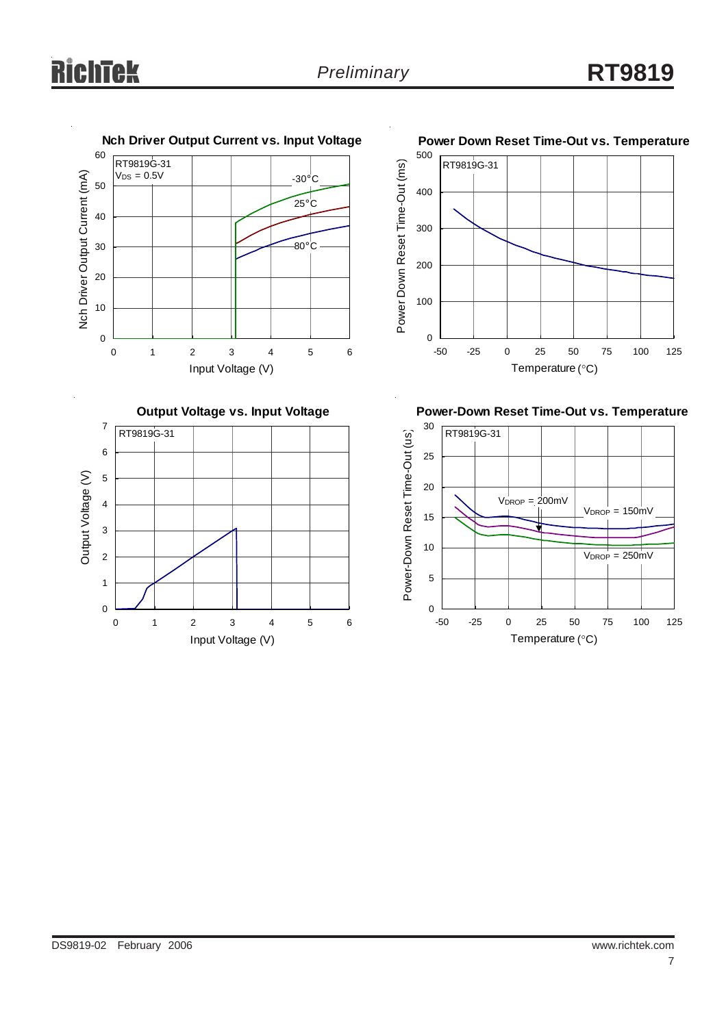**Nch Driver Output Current vs. Input Voltage**

RT9819G-31, $V_{DS}$ = 0.5V

Nch Driver Output Current (mA) vs. Input Voltage (V); curves: -30°C, 25°C, 80°C

**Power Down Reset Time-Out vs. Temperature**

RT9819G-31

Power Down Reset Time-Out (ms) vs. Temperature (°C)

**Output Voltage vs. Input Voltage**

RT9819G-31

Output Voltage (V) vs. Input Voltage (V)

**Power-Down Reset Time-Out vs. Temperature**

RT9819G-31

Power-Down Reset Time-Out (us) vs. Temperature (°C); curves: $V_{DROP}$ = 200mV, $V_{DROP}$ = 150mV, $V_{DROP}$ = 250mV

DS9819-02 February 2006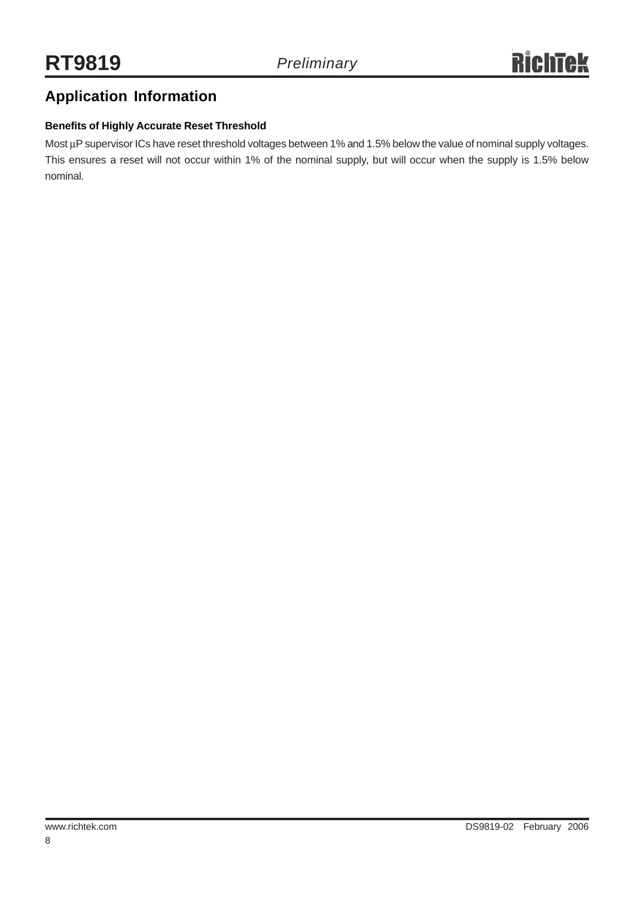## Application Information

**Benefits of Highly Accurate Reset Threshold**

Most µP supervisor ICs have reset threshold voltages between 1% and 1.5% below the value of nominal supply voltages. This ensures a reset will not occur within 1% of the nominal supply, but will occur when the supply is 1.5% below nominal.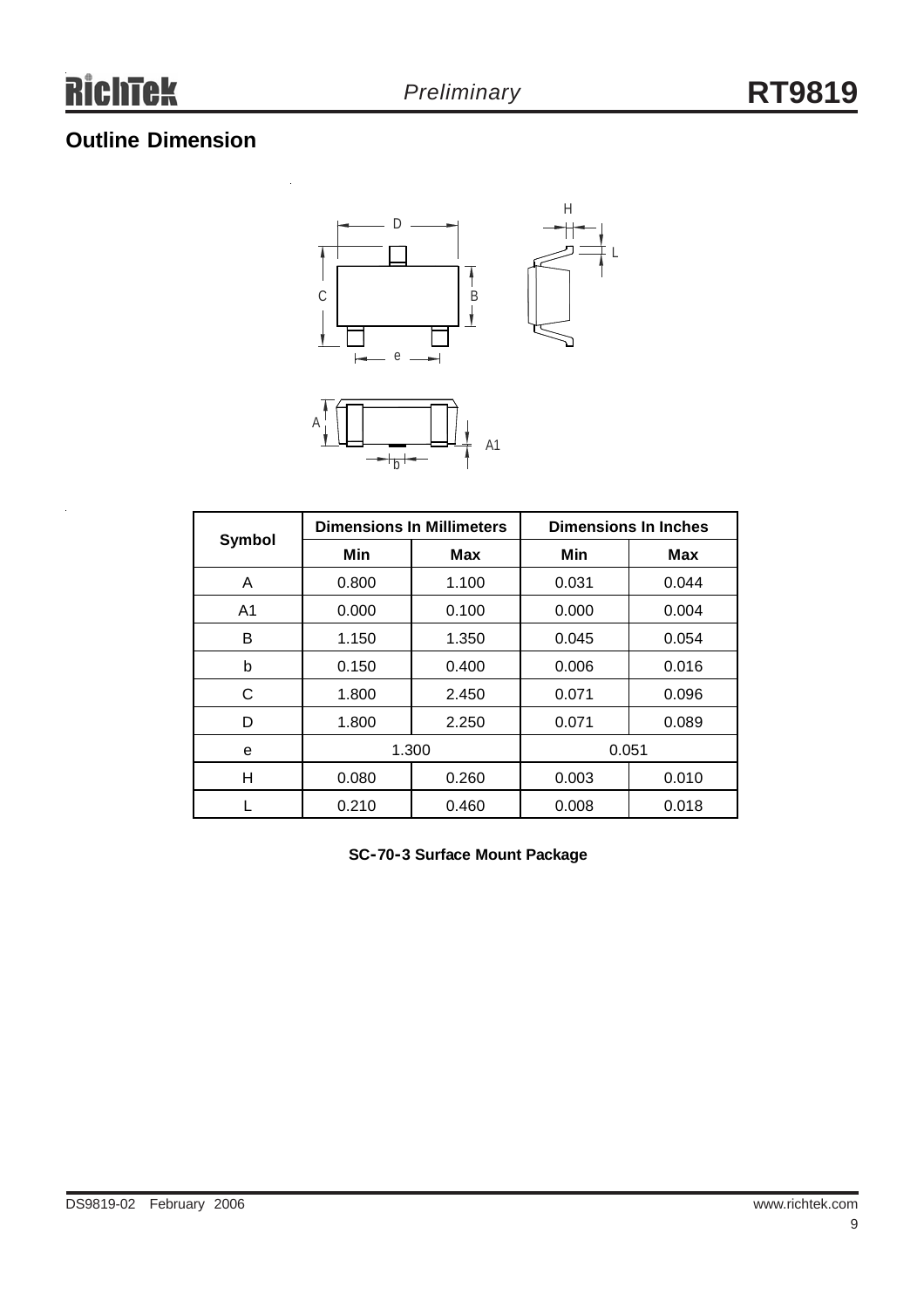## Outline Dimension

| Symbol | Dimensions In Millimeters | | Dimensions In Inches | |
|---|---|---|---|---|
| | Min | Max | Min | Max |
| A | 0.800 | 1.100 | 0.031 | 0.044 |
| A1 | 0.000 | 0.100 | 0.000 | 0.004 |
| B | 1.150 | 1.350 | 0.045 | 0.054 |
| b | 0.150 | 0.400 | 0.006 | 0.016 |
| C | 1.800 | 2.450 | 0.071 | 0.096 |
| D | 1.800 | 2.250 | 0.071 | 0.089 |
| e | 1.300 | | 0.051 | |
| H | 0.080 | 0.260 | 0.003 | 0.010 |
| L | 0.210 | 0.460 | 0.008 | 0.018 |

**SC-70-3 Surface Mount Package**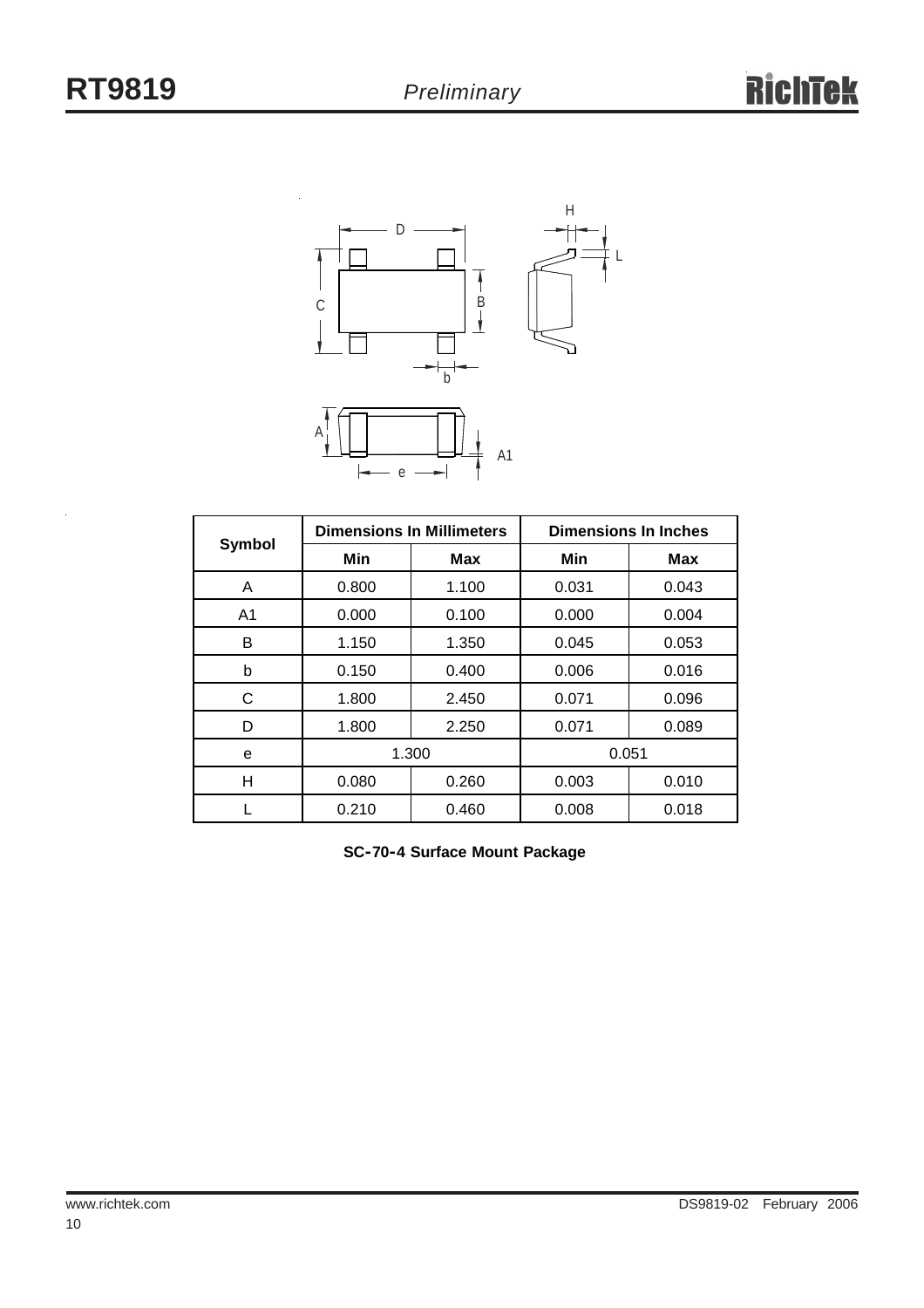| Symbol | Dimensions In Millimeters | | Dimensions In Inches | |
|---|---|---|---|---|
| | Min | Max | Min | Max |
| A | 0.800 | 1.100 | 0.031 | 0.043 |
| A1 | 0.000 | 0.100 | 0.000 | 0.004 |
| B | 1.150 | 1.350 | 0.045 | 0.053 |
| b | 0.150 | 0.400 | 0.006 | 0.016 |
| C | 1.800 | 2.450 | 0.071 | 0.096 |
| D | 1.800 | 2.250 | 0.071 | 0.089 |
| e | 1.300 | | 0.051 | |
| H | 0.080 | 0.260 | 0.003 | 0.010 |
| L | 0.210 | 0.460 | 0.008 | 0.018 |

**SC-70-4 Surface Mount Package**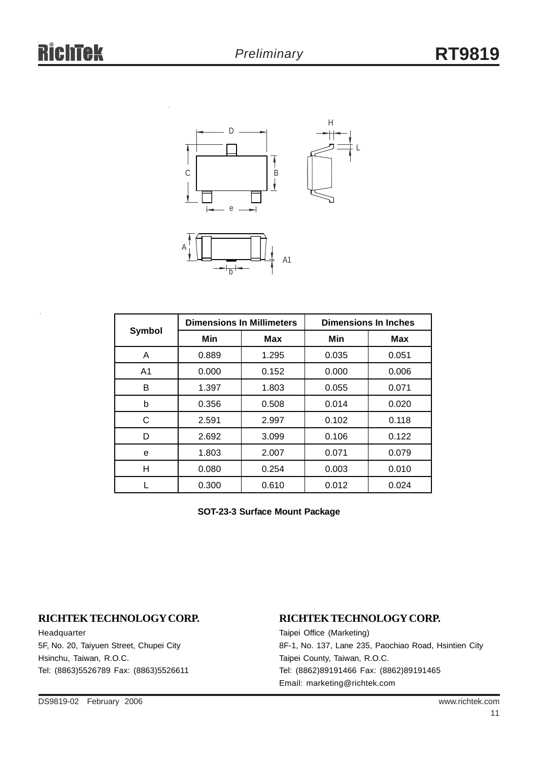| Symbol | Dimensions In Millimeters | | Dimensions In Inches | |
|---|---|---|---|---|
| | Min | Max | Min | Max |
| A | 0.889 | 1.295 | 0.035 | 0.051 |
| A1 | 0.000 | 0.152 | 0.000 | 0.006 |
| B | 1.397 | 1.803 | 0.055 | 0.071 |
| b | 0.356 | 0.508 | 0.014 | 0.020 |
| C | 2.591 | 2.997 | 0.102 | 0.118 |
| D | 2.692 | 3.099 | 0.106 | 0.122 |
| e | 1.803 | 2.007 | 0.071 | 0.079 |
| H | 0.080 | 0.254 | 0.003 | 0.010 |
| L | 0.300 | 0.610 | 0.012 | 0.024 |

**SOT-23-3 Surface Mount Package**

**RICHTEK TECHNOLOGY CORP.**

Headquarter
5F, No. 20, Taiyuen Street, Chupei City
Hsinchu, Taiwan, R.O.C.
Tel: (8863)5526789 Fax: (8863)5526611

**RICHTEK TECHNOLOGY CORP.**

Taipei Office (Marketing)
8F-1, No. 137, Lane 235, Paochiao Road, Hsintien City
Taipei County, Taiwan, R.O.C.
Tel: (8862)89191466 Fax: (8862)89191465
Email: marketing@richtek.com